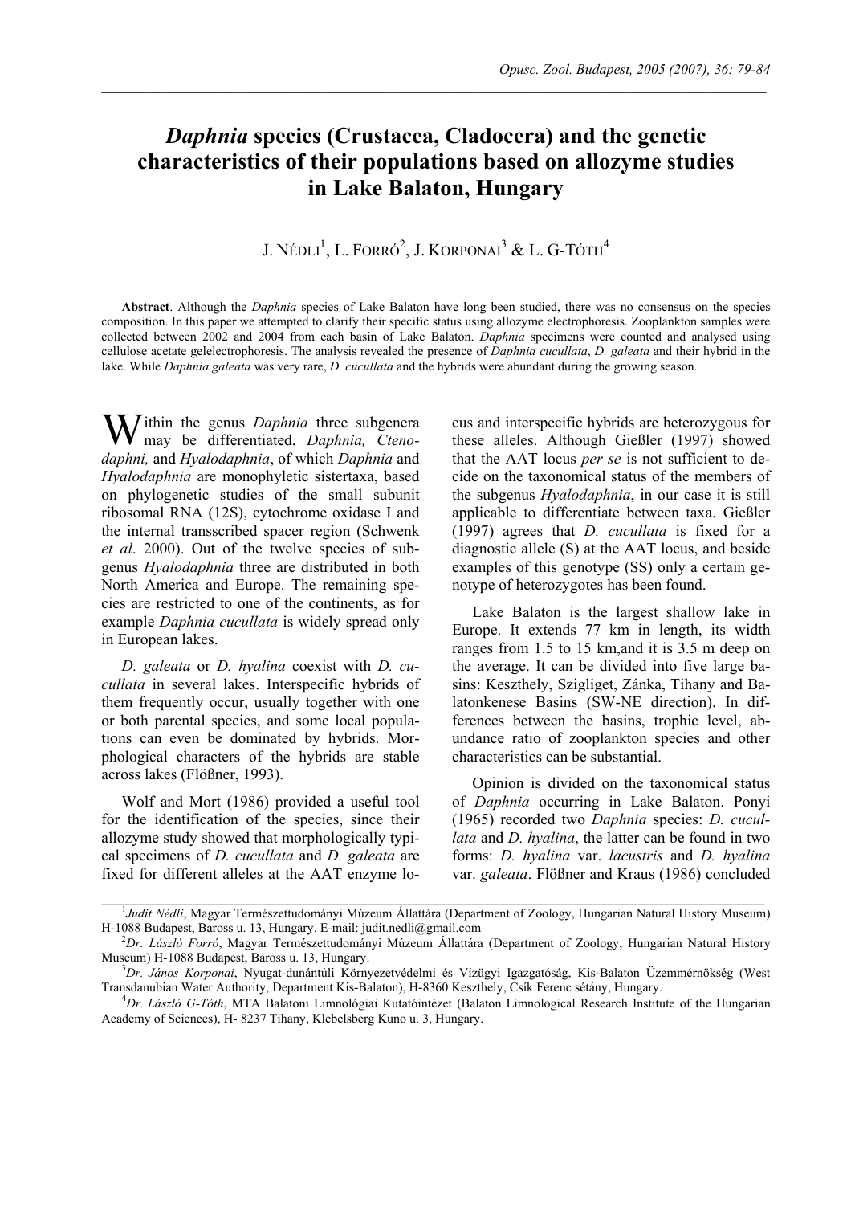# *Daphnia* species (Crustacea, Cladocera) and the genetic characteristics of their populations based on allozyme studies in Lake Balaton, Hungary

J. NÉDLI[1], L. FORRÓ[2], J. KORPONAI[3] & L. G-TÓTH[4]

**Abstract**. Although the *Daphnia* species of Lake Balaton have long been studied, there was no consensus on the species composition. In this paper we attempted to clarify their specific status using allozyme electrophoresis. Zooplankton samples were collected between 2002 and 2004 from each basin of Lake Balaton. *Daphnia* specimens were counted and analysed using cellulose acetate gelelectrophoresis. The analysis revealed the presence of *Daphnia cucullata*, *D. galeata* and their hybrid in the lake. While *Daphnia galeata* was very rare, *D. cucullata* and the hybrids were abundant during the growing season.

Within the genus *Daphnia* three subgenera may be differentiated, *Daphnia, Ctenodaphni,* and *Hyalodaphnia*, of which *Daphnia* and *Hyalodaphnia* are monophyletic sistertaxa, based on phylogenetic studies of the small subunit ribosomal RNA (12S), cytochrome oxidase I and the internal transscribed spacer region (Schwenk *et al*. 2000). Out of the twelve species of subgenus *Hyalodaphnia* three are distributed in both North America and Europe. The remaining species are restricted to one of the continents, as for example *Daphnia cucullata* is widely spread only in European lakes.

*D. galeata* or *D. hyalina* coexist with *D. cucullata* in several lakes. Interspecific hybrids of them frequently occur, usually together with one or both parental species, and some local populations can even be dominated by hybrids. Morphological characters of the hybrids are stable across lakes (Flößner, 1993).

Wolf and Mort (1986) provided a useful tool for the identification of the species, since their allozyme study showed that morphologically typical specimens of *D. cucullata* and *D. galeata* are fixed for different alleles at the AAT enzyme locus and interspecific hybrids are heterozygous for these alleles. Although Gießler (1997) showed that the AAT locus *per se* is not sufficient to decide on the taxonomical status of the members of the subgenus *Hyalodaphnia*, in our case it is still applicable to differentiate between taxa. Gießler (1997) agrees that *D. cucullata* is fixed for a diagnostic allele (S) at the AAT locus, and beside examples of this genotype (SS) only a certain genotype of heterozygotes has been found.

Lake Balaton is the largest shallow lake in Europe. It extends 77 km in length, its width ranges from 1.5 to 15 km,and it is 3.5 m deep on the average. It can be divided into five large basins: Keszthely, Szigliget, Zánka, Tihany and Balatonkenese Basins (SW-NE direction). In differences between the basins, trophic level, abundance ratio of zooplankton species and other characteristics can be substantial.

Opinion is divided on the taxonomical status of *Daphnia* occurring in Lake Balaton. Ponyi (1965) recorded two *Daphnia* species: *D. cucullata* and *D. hyalina*, the latter can be found in two forms: *D. hyalina* var. *lacustris* and *D. hyalina* var. *galeata*. Flößner and Kraus (1986) concluded

[1]*Judit Nédli*, Magyar Természettudományi Múzeum Állattára (Department of Zoology, Hungarian Natural History Museum) H-1088 Budapest, Baross u. 13, Hungary. E-mail: judit.nedli@gmail.com

[2]*Dr. László Forró*, Magyar Természettudományi Múzeum Állattára (Department of Zoology, Hungarian Natural History Museum) H-1088 Budapest, Baross u. 13, Hungary.

[3]*Dr. János Korponai*, Nyugat-dunántúli Környezetvédelmi és Vízügyi Igazgatóság, Kis-Balaton Üzemmérnökség (West Transdanubian Water Authority, Department Kis-Balaton), H-8360 Keszthely, Csík Ferenc sétány, Hungary.

[4]*Dr. László G-Tóth*, MTA Balatoni Limnológiai Kutatóintézet (Balaton Limnological Research Institute of the Hungarian Academy of Sciences), H- 8237 Tihany, Klebelsberg Kuno u. 3, Hungary.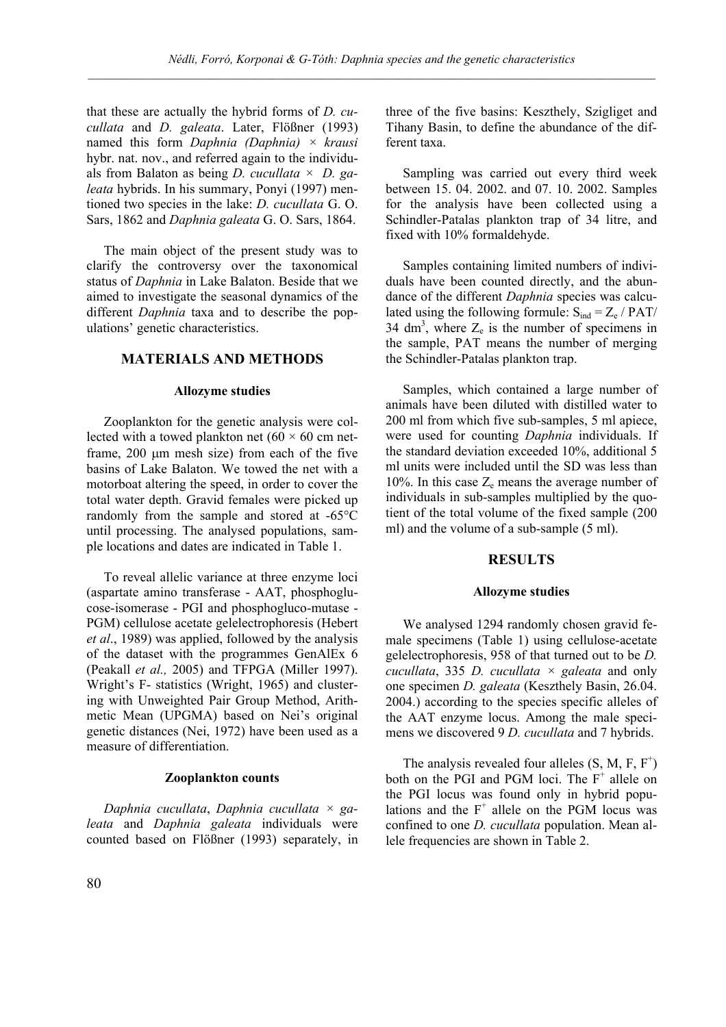that these are actually the hybrid forms of *D. cucullata* and *D. galeata*. Later, Flößner (1993) named this form *Daphnia (Daphnia) × krausi* hybr. nat. nov., and referred again to the individuals from Balaton as being *D. cucullata × D. galeata* hybrids. In his summary, Ponyi (1997) mentioned two species in the lake: *D. cucullata* G. O. Sars, 1862 and *Daphnia galeata* G. O. Sars, 1864.

The main object of the present study was to clarify the controversy over the taxonomical status of *Daphnia* in Lake Balaton. Beside that we aimed to investigate the seasonal dynamics of the different *Daphnia* taxa and to describe the populations' genetic characteristics.

## MATERIALS AND METHODS

### Allozyme studies

Zooplankton for the genetic analysis were collected with a towed plankton net (60 × 60 cm netframe, 200 μm mesh size) from each of the five basins of Lake Balaton. We towed the net with a motorboat altering the speed, in order to cover the total water depth. Gravid females were picked up randomly from the sample and stored at -65°C until processing. The analysed populations, sample locations and dates are indicated in Table 1.

To reveal allelic variance at three enzyme loci (aspartate amino transferase - AAT, phosphoglucose-isomerase - PGI and phosphogluco-mutase - PGM) cellulose acetate gelelectrophoresis (Hebert *et al*., 1989) was applied, followed by the analysis of the dataset with the programmes GenAlEx 6 (Peakall *et al.,* 2005) and TFPGA (Miller 1997). Wright's F- statistics (Wright, 1965) and clustering with Unweighted Pair Group Method, Arithmetic Mean (UPGMA) based on Nei's original genetic distances (Nei, 1972) have been used as a measure of differentiation.

### Zooplankton counts

*Daphnia cucullata*, *Daphnia cucullata × galeata* and *Daphnia galeata* individuals were counted based on Flößner (1993) separately, in three of the five basins: Keszthely, Szigliget and Tihany Basin, to define the abundance of the different taxa.

Sampling was carried out every third week between 15. 04. 2002. and 07. 10. 2002. Samples for the analysis have been collected using a Schindler-Patalas plankton trap of 34 litre, and fixed with 10% formaldehyde.

Samples containing limited numbers of individuals have been counted directly, and the abundance of the different *Daphnia* species was calculated using the following formule: $S_{ind} = Z_e / PAT / 34\ dm^3$, where $Z_e$ is the number of specimens in the sample, PAT means the number of merging the Schindler-Patalas plankton trap.

Samples, which contained a large number of animals have been diluted with distilled water to 200 ml from which five sub-samples, 5 ml apiece, were used for counting *Daphnia* individuals. If the standard deviation exceeded 10%, additional 5 ml units were included until the SD was less than 10%. In this case $Z_e$ means the average number of individuals in sub-samples multiplied by the quotient of the total volume of the fixed sample (200 ml) and the volume of a sub-sample (5 ml).

## RESULTS

### Allozyme studies

We analysed 1294 randomly chosen gravid female specimens (Table 1) using cellulose-acetate gelelectrophoresis, 958 of that turned out to be *D. cucullata*, 335 *D. cucullata × galeata* and only one specimen *D. galeata* (Keszthely Basin, 26.04. 2004.) according to the species specific alleles of the AAT enzyme locus. Among the male specimens we discovered 9 *D. cucullata* and 7 hybrids.

The analysis revealed four alleles (S, M, F, $F^+$) both on the PGI and PGM loci. The $F^+$ allele on the PGI locus was found only in hybrid populations and the $F^+$ allele on the PGM locus was confined to one *D. cucullata* population. Mean allele frequencies are shown in Table 2.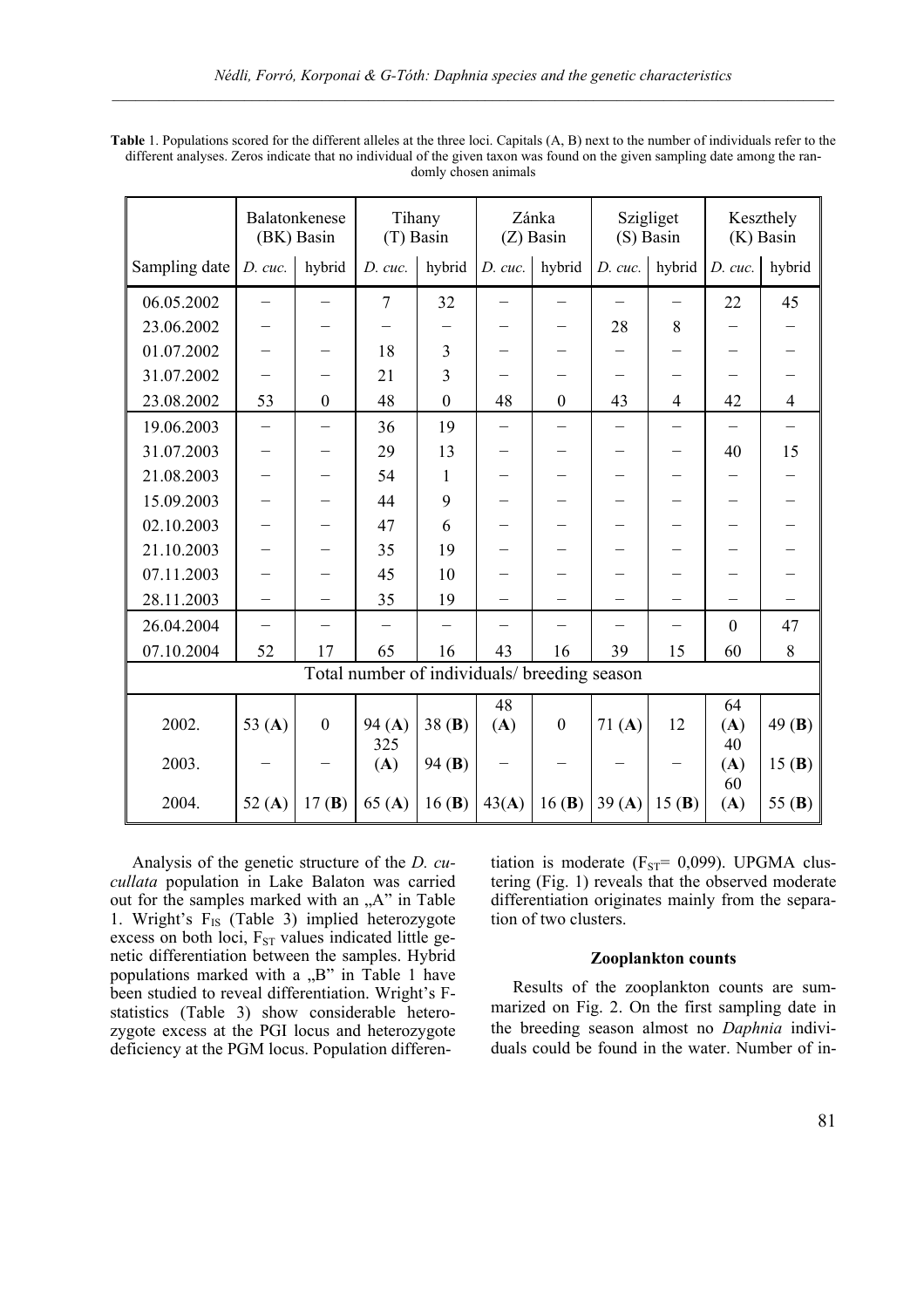**Table** 1. Populations scored for the different alleles at the three loci. Capitals (A, B) next to the number of individuals refer to the different analyses. Zeros indicate that no individual of the given taxon was found on the given sampling date among the randomly chosen animals

| | Balatonkenese (BK) Basin | | Tihany (T) Basin | | Zánka (Z) Basin | | Szigliget (S) Basin | | Keszthely (K) Basin | |
|---|---|---|---|---|---|---|---|---|---|---|
| Sampling date | *D. cuc.* | hybrid | *D. cuc.* | hybrid | *D. cuc.* | hybrid | *D. cuc.* | hybrid | *D. cuc.* | hybrid |
| 06.05.2002 | – | – | 7 | 32 | – | – | – | – | 22 | 45 |
| 23.06.2002 | – | – | – | – | – | – | 28 | 8 | – | – |
| 01.07.2002 | – | – | 18 | 3 | – | – | – | – | – | – |
| 31.07.2002 | – | – | 21 | 3 | – | – | – | – | – | – |
| 23.08.2002 | 53 | 0 | 48 | 0 | 48 | 0 | 43 | 4 | 42 | 4 |
| 19.06.2003 | – | – | 36 | 19 | – | – | – | – | – | – |
| 31.07.2003 | – | – | 29 | 13 | – | – | – | – | 40 | 15 |
| 21.08.2003 | – | – | 54 | 1 | – | – | – | – | – | – |
| 15.09.2003 | – | – | 44 | 9 | – | – | – | – | – | – |
| 02.10.2003 | – | – | 47 | 6 | – | – | – | – | – | – |
| 21.10.2003 | – | – | 35 | 19 | – | – | – | – | – | – |
| 07.11.2003 | – | – | 45 | 10 | – | – | – | – | – | – |
| 28.11.2003 | – | – | 35 | 19 | – | – | – | – | – | – |
| 26.04.2004 | – | – | – | – | – | – | – | – | 0 | 47 |
| 07.10.2004 | 52 | 17 | 65 | 16 | 43 | 16 | 39 | 15 | 60 | 8 |
| Total number of individuals/ breeding season | | | | | | | | | | |
| 2002. | 53 (**A**) | 0 | 94 (**A**) | 38 (**B**) | 48 (**A**) | 0 | 71 (**A**) | 12 | 64 (**A**) | 49 (**B**) |
| 2003. | – | – | 325 (**A**) | 94 (**B**) | – | – | – | – | 40 (**A**) | 15 (**B**) |
| 2004. | 52 (**A**) | 17 (**B**) | 65 (**A**) | 16 (**B**) | 43(**A**) | 16 (**B**) | 39 (**A**) | 15 (**B**) | 60 (**A**) | 55 (**B**) |

Analysis of the genetic structure of the *D. cucullata* population in Lake Balaton was carried out for the samples marked with an „A" in Table 1. Wright's $F_{IS}$ (Table 3) implied heterozygote excess on both loci, $F_{ST}$ values indicated little genetic differentiation between the samples. Hybrid populations marked with a „B" in Table 1 have been studied to reveal differentiation. Wright's F-statistics (Table 3) show considerable heterozygote excess at the PGI locus and heterozygote deficiency at the PGM locus. Population differentiation is moderate ($F_{ST}$= 0,099). UPGMA clustering (Fig. 1) reveals that the observed moderate differentiation originates mainly from the separation of two clusters.

#### Zooplankton counts

Results of the zooplankton counts are summarized on Fig. 2. On the first sampling date in the breeding season almost no *Daphnia* individuals could be found in the water. Number of in-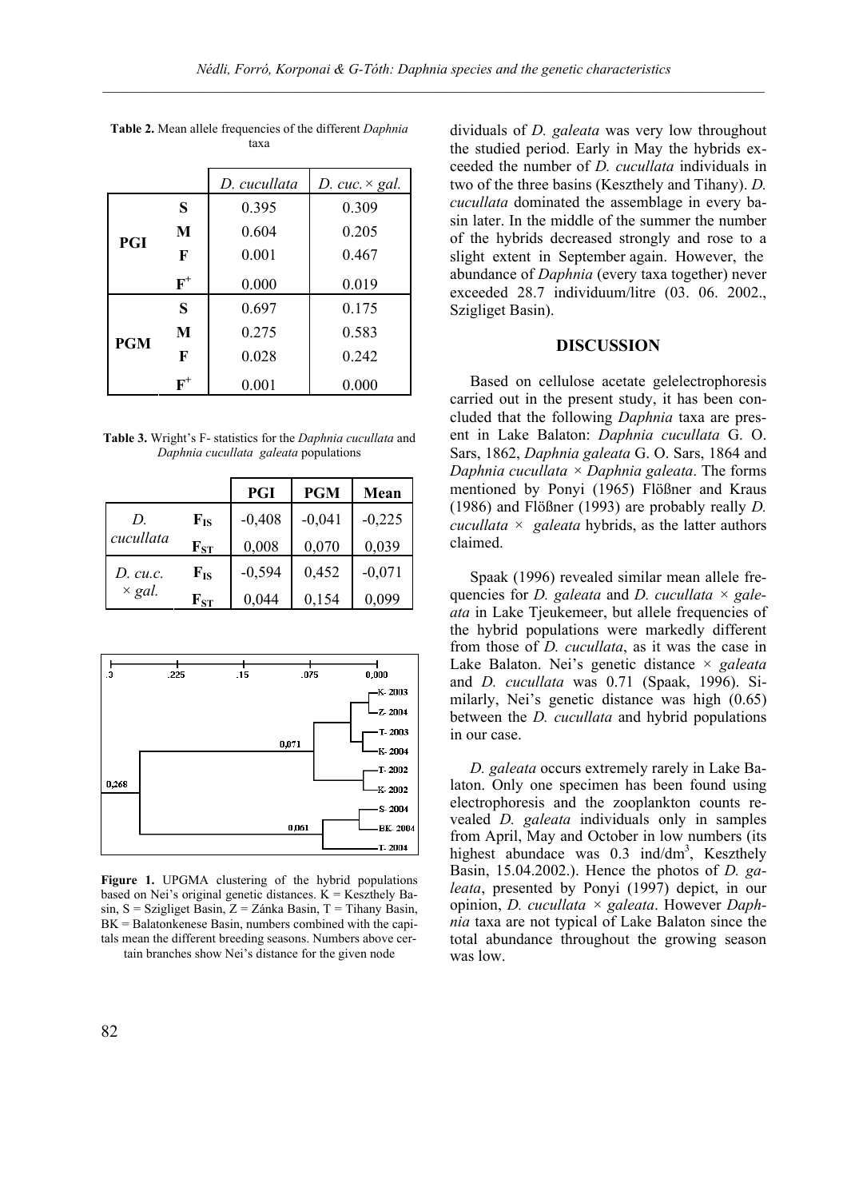**Table 2.** Mean allele frequencies of the different *Daphnia* taxa

| | | *D. cucullata* | *D. cuc.* × *gal.* |
|---|---|---|---|
| **PGI** | **S** | 0.395 | 0.309 |
| | **M** | 0.604 | 0.205 |
| | **F** | 0.001 | 0.467 |
| | **F+** | 0.000 | 0.019 |
| **PGM** | **S** | 0.697 | 0.175 |
| | **M** | 0.275 | 0.583 |
| | **F** | 0.028 | 0.242 |
| | **F+** | 0.001 | 0.000 |

**Table 3.** Wright's F- statistics for the *Daphnia cucullata* and *Daphnia cucullata galeata* populations

| | | **PGI** | **PGM** | **Mean** |
|---|---|---|---|---|
| *D. cucullata* | $F_{IS}$ | -0,408 | -0,041 | -0,225 |
| | $F_{ST}$ | 0,008 | 0,070 | 0,039 |
| *D. cu.c.* × *gal.* | $F_{IS}$ | -0,594 | 0,452 | -0,071 |
| | $F_{ST}$ | 0,044 | 0,154 | 0,099 |

**Figure 1.** UPGMA clustering of the hybrid populations based on Nei's original genetic distances. K = Keszthely Basin, S = Szigliget Basin, Z = Zánka Basin, T = Tihany Basin, BK = Balatonkenese Basin, numbers combined with the capitals mean the different breeding seasons. Numbers above certain branches show Nei's distance for the given node

dividuals of *D. galeata* was very low throughout the studied period. Early in May the hybrids exceeded the number of *D. cucullata* individuals in two of the three basins (Keszthely and Tihany). *D. cucullata* dominated the assemblage in every basin later. In the middle of the summer the number of the hybrids decreased strongly and rose to a slight extent in September again. However, the abundance of *Daphnia* (every taxa together) never exceeded 28.7 individuum/litre (03. 06. 2002., Szigliget Basin).

## DISCUSSION

Based on cellulose acetate gelelectrophoresis carried out in the present study, it has been concluded that the following *Daphnia* taxa are present in Lake Balaton: *Daphnia cucullata* G. O. Sars, 1862, *Daphnia galeata* G. O. Sars, 1864 and *Daphnia cucullata* × *Daphnia galeata*. The forms mentioned by Ponyi (1965) Flößner and Kraus (1986) and Flößner (1993) are probably really *D. cucullata* × *galeata* hybrids, as the latter authors claimed.

Spaak (1996) revealed similar mean allele frequencies for *D. galeata* and *D. cucullata* × *galeata* in Lake Tjeukemeer, but allele frequencies of the hybrid populations were markedly different from those of *D. cucullata*, as it was the case in Lake Balaton. Nei's genetic distance × *galeata* and *D. cucullata* was 0.71 (Spaak, 1996). Similarly, Nei's genetic distance was high (0.65) between the *D. cucullata* and hybrid populations in our case.

*D. galeata* occurs extremely rarely in Lake Balaton. Only one specimen has been found using electrophoresis and the zooplankton counts revealed *D. galeata* individuals only in samples from April, May and October in low numbers (its highest abundace was 0.3 ind/dm$^3$, Keszthely Basin, 15.04.2002.). Hence the photos of *D. galeata*, presented by Ponyi (1997) depict, in our opinion, *D. cucullata* × *galeata*. However *Daphnia* taxa are not typical of Lake Balaton since the total abundance throughout the growing season was low.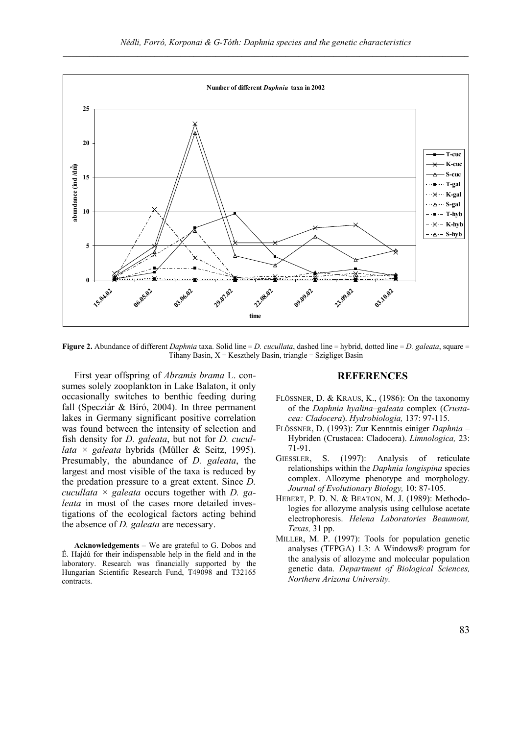**Figure 2.** Abundance of different *Daphnia* taxa. Solid line = *D. cucullata*, dashed line = hybrid, dotted line = *D. galeata*, square = Tihany Basin, X = Keszthely Basin, triangle = Szigliget Basin

First year offspring of *Abramis brama* L. consumes solely zooplankton in Lake Balaton, it only occasionally switches to benthic feeding during fall (Specziár & Bíró, 2004). In three permanent lakes in Germany significant positive correlation was found between the intensity of selection and fish density for *D. galeata*, but not for *D. cucullata × galeata* hybrids (Müller & Seitz, 1995). Presumably, the abundance of *D. galeata*, the largest and most visible of the taxa is reduced by the predation pressure to a great extent. Since *D. cucullata × galeata* occurs together with *D. galeata* in most of the cases more detailed investigations of the ecological factors acting behind the absence of *D. galeata* are necessary.

**Acknowledgements** – We are grateful to G. Dobos and É. Hajdú for their indispensable help in the field and in the laboratory. Research was financially supported by the Hungarian Scientific Research Fund, T49098 and T32165 contracts.

## REFERENCES

FLÖSSNER, D. & KRAUS, K., (1986): On the taxonomy of the *Daphnia hyalina–galeata* complex (*Crustacea: Cladocera*). *Hydrobiologia,* 137: 97-115.

FLÖSSNER, D. (1993): Zur Kenntnis einiger *Daphnia* – Hybriden (Crustacea: Cladocera). *Limnologica,* 23: 71-91.

GIESSLER, S. (1997): Analysis of reticulate relationships within the *Daphnia longispina* species complex. Allozyme phenotype and morphology. *Journal of Evolutionary Biology,* 10: 87-105.

HEBERT, P. D. N. & BEATON, M. J. (1989): Methodologies for allozyme analysis using cellulose acetate electrophoresis. *Helena Laboratories Beaumont, Texas,* 31 pp.

MILLER, M. P. (1997): Tools for population genetic analyses (TFPGA) 1.3: A Windows® program for the analysis of allozyme and molecular population genetic data. *Department of Biological Sciences, Northern Arizona University.*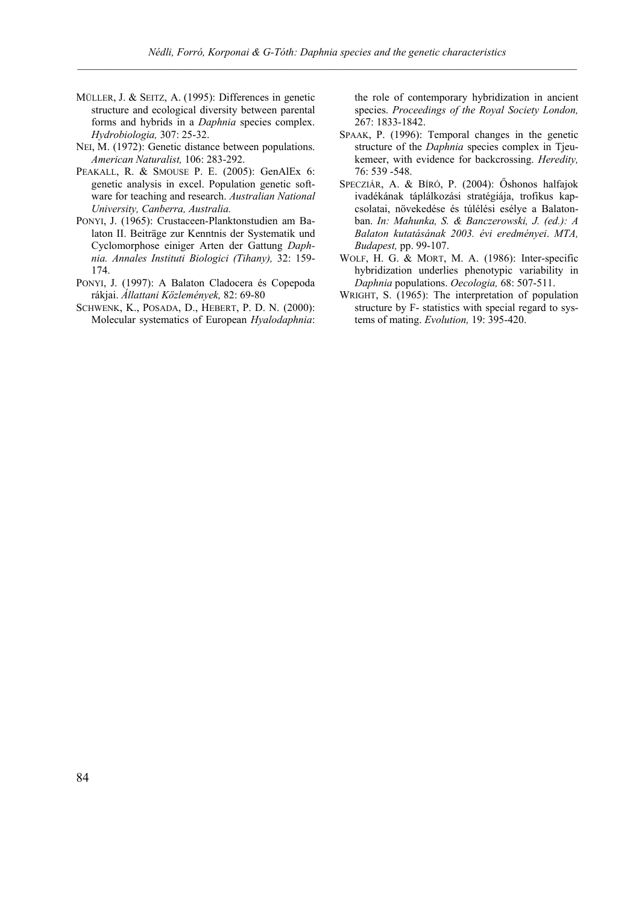MÜLLER, J. & SEITZ, A. (1995): Differences in genetic structure and ecological diversity between parental forms and hybrids in a *Daphnia* species complex. *Hydrobiologia,* 307: 25-32.

NEI, M. (1972): Genetic distance between populations. *American Naturalist,* 106: 283-292.

PEAKALL, R. & SMOUSE P. E. (2005): GenAlEx 6: genetic analysis in excel. Population genetic software for teaching and research. *Australian National University, Canberra, Australia.*

PONYI, J. (1965): Crustaceen-Planktonstudien am Balaton II. Beiträge zur Kenntnis der Systematik und Cyclomorphose einiger Arten der Gattung *Daphnia. Annales Instituti Biologici (Tihany),* 32: 159-174.

PONYI, J. (1997): A Balaton Cladocera és Copepoda rákjai. *Állattani Közlemények,* 82: 69-80

SCHWENK, K., POSADA, D., HEBERT, P. D. N. (2000): Molecular systematics of European *Hyalodaphnia*: the role of contemporary hybridization in ancient species. *Proceedings of the Royal Society London,* 267: 1833-1842.

SPAAK, P. (1996): Temporal changes in the genetic structure of the *Daphnia* species complex in Tjeukemeer, with evidence for backcrossing. *Heredity,* 76: 539 -548.

SPECZIÁR, A. & BÍRÓ, P. (2004): Őshonos halfajok ivadékának táplálkozási stratégiája, trofikus kapcsolatai, növekedése és túlélési esélye a Balatonban. *In: Mahunka, S. & Banczerowski, J. (ed.): A Balaton kutatásának 2003. évi eredményei*. *MTA, Budapest,* pp. 99-107.

WOLF, H. G. & MORT, M. A. (1986): Inter-specific hybridization underlies phenotypic variability in *Daphnia* populations. *Oecologia,* 68: 507-511.

WRIGHT, S. (1965): The interpretation of population structure by F- statistics with special regard to systems of mating. *Evolution,* 19: 395-420.